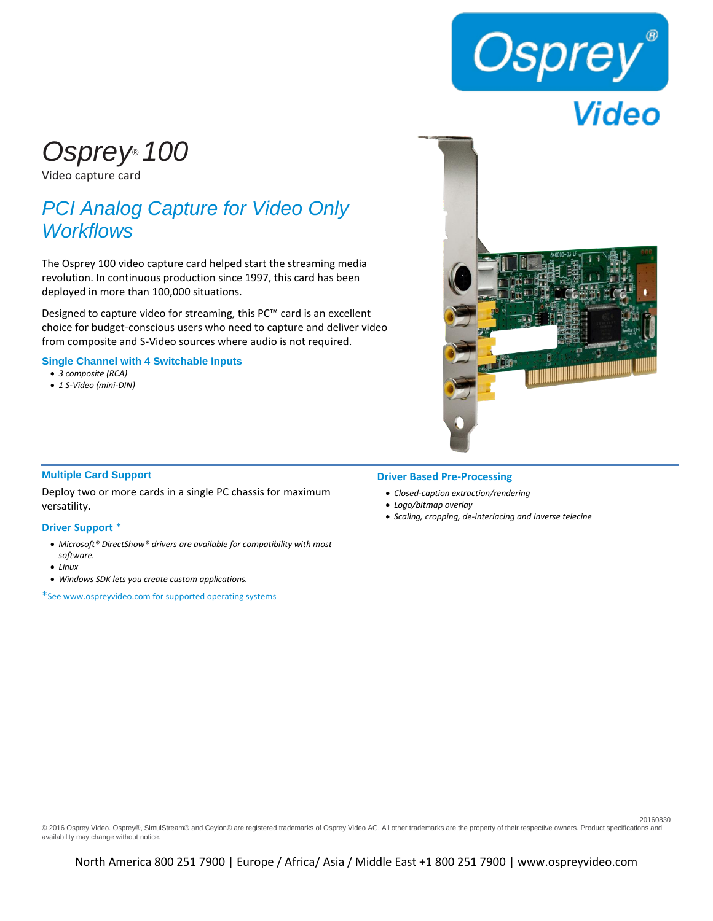Osprey® Video

# Osprey® 100

Video capture card

## PCI Analog Capture for Video Only Workflows

The Osprey 100 video capture card helped start the streaming media revolution. In continuous production since 1997, this card has been deployed in more than 100,000 situations.

Designed to capture video for streaming, this PC™ card is an excellent choice for budget-conscious users who need to capture and deliver video from composite and S-Video sources where audio is not required.

### Single Channel with 4 Switchable Inputs

- *3 composite (RCA)*
- *1 S-Video (mini-DIN)*

### Multiple Card Support

Deploy two or more cards in a single PC chassis for maximum versatility.

### Driver Support *

- *Microsoft® DirectShow® drivers are available for compatibility with most software.*
- *Linux*
- *Windows SDK lets you create custom applications.*

*See www.ospreyvideo.com for supported operating systems

### Driver Based Pre-Processing

- *Closed-caption extraction/rendering*
- *Logo/bitmap overlay*
- *Scaling, cropping, de-interlacing and inverse telecine*

20160830

© 2016 Osprey Video. Osprey®, SimulStream® and Ceylon® are registered trademarks of Osprey Video AG. All other trademarks are the property of their respective owners. Product specifications and availability may change without notice.

North America 800 251 7900 | Europe / Africa/ Asia / Middle East +1 800 251 7900 | www.ospreyvideo.com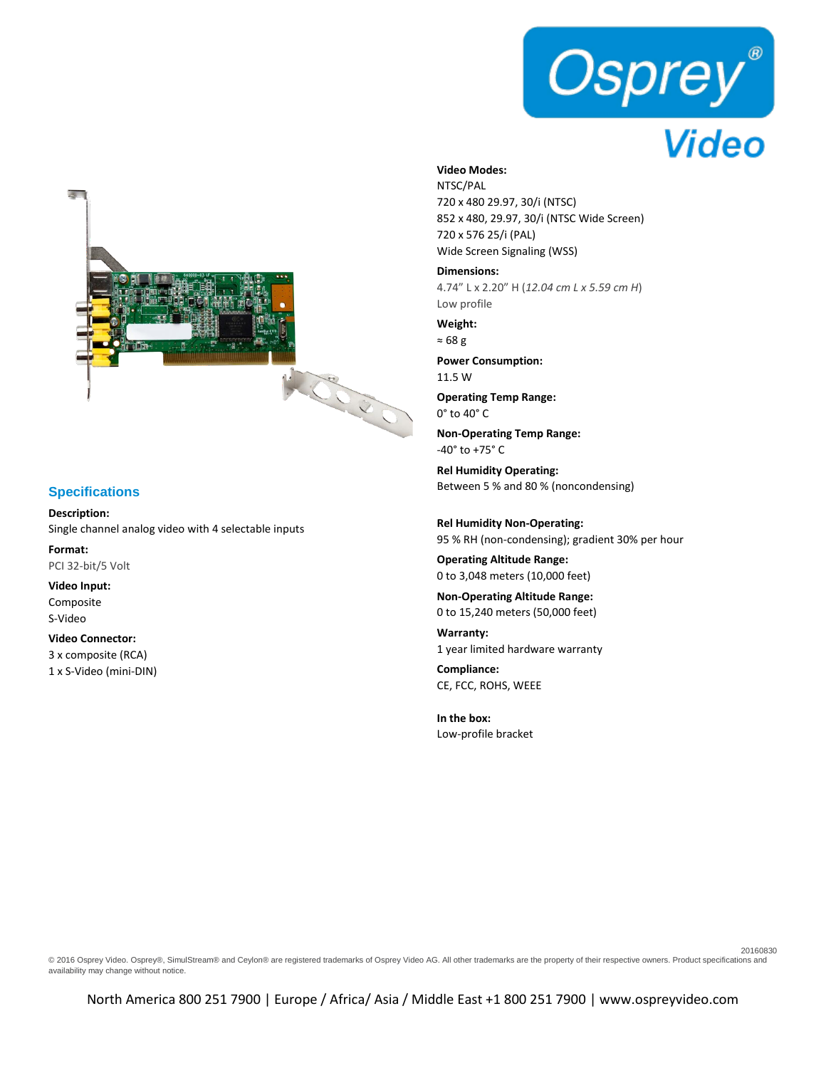## Specifications

**Description:**
Single channel analog video with 4 selectable inputs

**Format:**
PCI 32-bit/5 Volt

**Video Input:**
Composite
S-Video

**Video Connector:**
3 x composite (RCA)
1 x S-Video (mini-DIN)

**Video Modes:**
NTSC/PAL
720 x 480 29.97, 30/i (NTSC)
852 x 480, 29.97, 30/i (NTSC Wide Screen)
720 x 576 25/i (PAL)
Wide Screen Signaling (WSS)

**Dimensions:**
4.74" L x 2.20" H (*12.04 cm L x 5.59 cm H*)
Low profile

**Weight:**
≈ 68 g

**Power Consumption:**
11.5 W

**Operating Temp Range:**
0° to 40° C

**Non-Operating Temp Range:**
-40° to +75° C

**Rel Humidity Operating:**
Between 5 % and 80 % (noncondensing)

**Rel Humidity Non-Operating:**
95 % RH (non-condensing); gradient 30% per hour

**Operating Altitude Range:**
0 to 3,048 meters (10,000 feet)

**Non-Operating Altitude Range:**
0 to 15,240 meters (50,000 feet)

**Warranty:**
1 year limited hardware warranty

**Compliance:**
CE, FCC, ROHS, WEEE

**In the box:**
Low-profile bracket

20160830

© 2016 Osprey Video. Osprey®, SimulStream® and Ceylon® are registered trademarks of Osprey Video AG. All other trademarks are the property of their respective owners. Product specifications and availability may change without notice.

North America 800 251 7900 | Europe / Africa/ Asia / Middle East +1 800 251 7900 | www.ospreyvideo.com